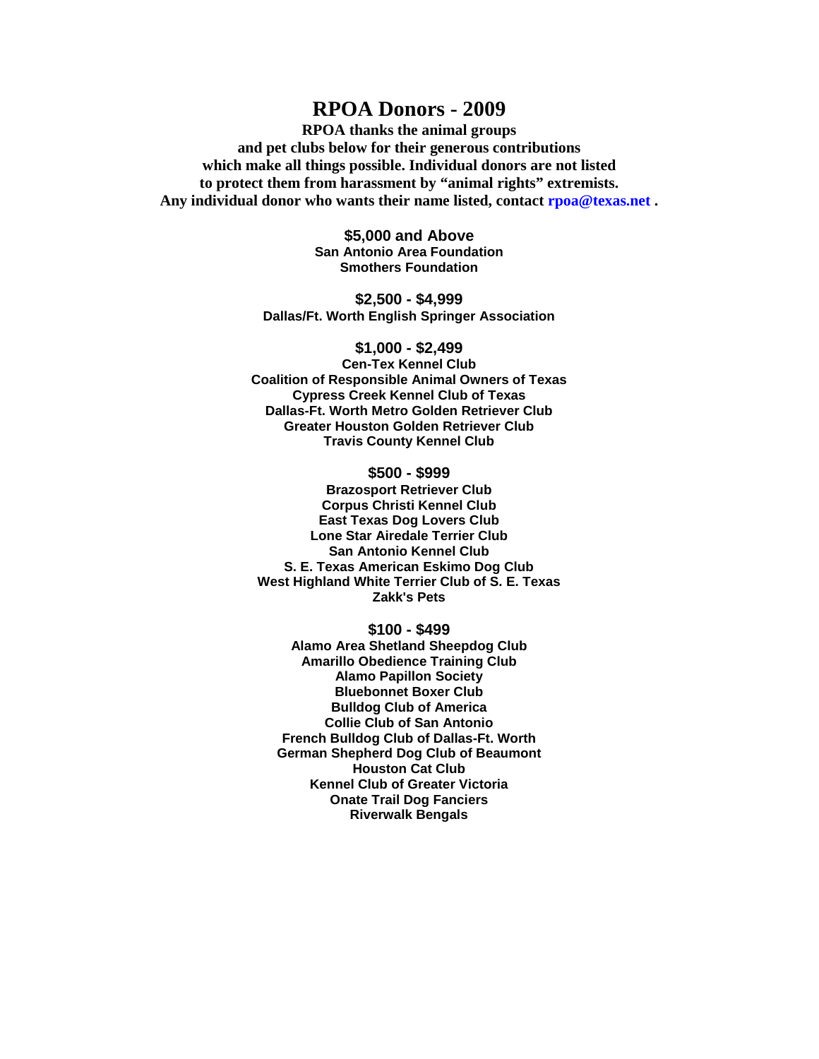# RPOA Donors - 2009

**RPOA thanks the animal groups and pet clubs below for their generous contributions which make all things possible. Individual donors are not listed to protect them from harassment by "animal rights" extremists. Any individual donor who wants their name listed, contact rpoa@texas.net .**

## $5,000 and Above

**San Antonio Area Foundation**
**Smothers Foundation**

## $2,500 - $4,999

**Dallas/Ft. Worth English Springer Association**

## $1,000 - $2,499

**Cen-Tex Kennel Club**
**Coalition of Responsible Animal Owners of Texas**
**Cypress Creek Kennel Club of Texas**
**Dallas-Ft. Worth Metro Golden Retriever Club**
**Greater Houston Golden Retriever Club**
**Travis County Kennel Club**

## $500 - $999

**Brazosport Retriever Club**
**Corpus Christi Kennel Club**
**East Texas Dog Lovers Club**
**Lone Star Airedale Terrier Club**
**San Antonio Kennel Club**
**S. E. Texas American Eskimo Dog Club**
**West Highland White Terrier Club of S. E. Texas**
**Zakk's Pets**

## $100 - $499

**Alamo Area Shetland Sheepdog Club**
**Amarillo Obedience Training Club**
**Alamo Papillon Society**
**Bluebonnet Boxer Club**
**Bulldog Club of America**
**Collie Club of San Antonio**
**French Bulldog Club of Dallas-Ft. Worth**
**German Shepherd Dog Club of Beaumont**
**Houston Cat Club**
**Kennel Club of Greater Victoria**
**Onate Trail Dog Fanciers**
**Riverwalk Bengals**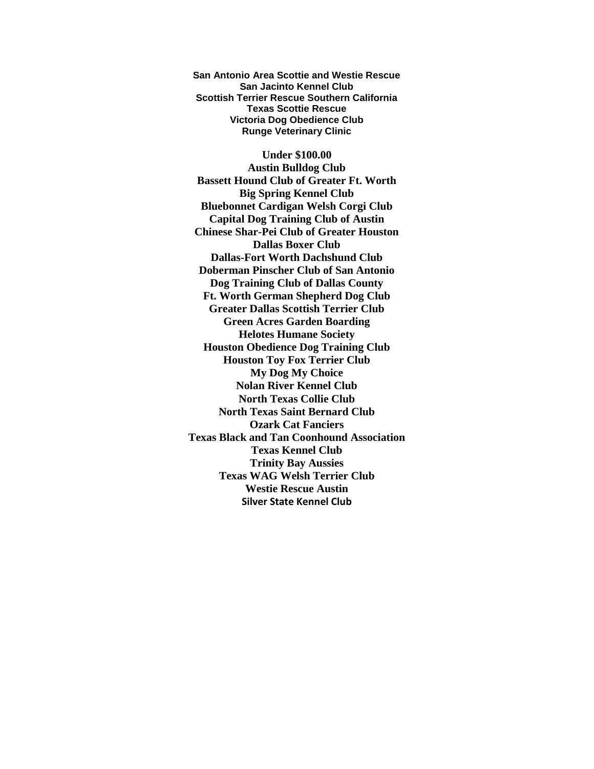**San Antonio Area Scottie and Westie Rescue**
**San Jacinto Kennel Club**
**Scottish Terrier Rescue Southern California**
**Texas Scottie Rescue**
**Victoria Dog Obedience Club**
**Runge Veterinary Clinic**

**Under $100.00**

**Austin Bulldog Club**
**Bassett Hound Club of Greater Ft. Worth**
**Big Spring Kennel Club**
**Bluebonnet Cardigan Welsh Corgi Club**
**Capital Dog Training Club of Austin**
**Chinese Shar-Pei Club of Greater Houston**
**Dallas Boxer Club**
**Dallas-Fort Worth Dachshund Club**
**Doberman Pinscher Club of San Antonio**
**Dog Training Club of Dallas County**
**Ft. Worth German Shepherd Dog Club**
**Greater Dallas Scottish Terrier Club**
**Green Acres Garden Boarding**
**Helotes Humane Society**
**Houston Obedience Dog Training Club**
**Houston Toy Fox Terrier Club**
**My Dog My Choice**
**Nolan River Kennel Club**
**North Texas Collie Club**
**North Texas Saint Bernard Club**
**Ozark Cat Fanciers**
**Texas Black and Tan Coonhound Association**
**Texas Kennel Club**
**Trinity Bay Aussies**
**Texas WAG Welsh Terrier Club**
**Westie Rescue Austin**
**Silver State Kennel Club**